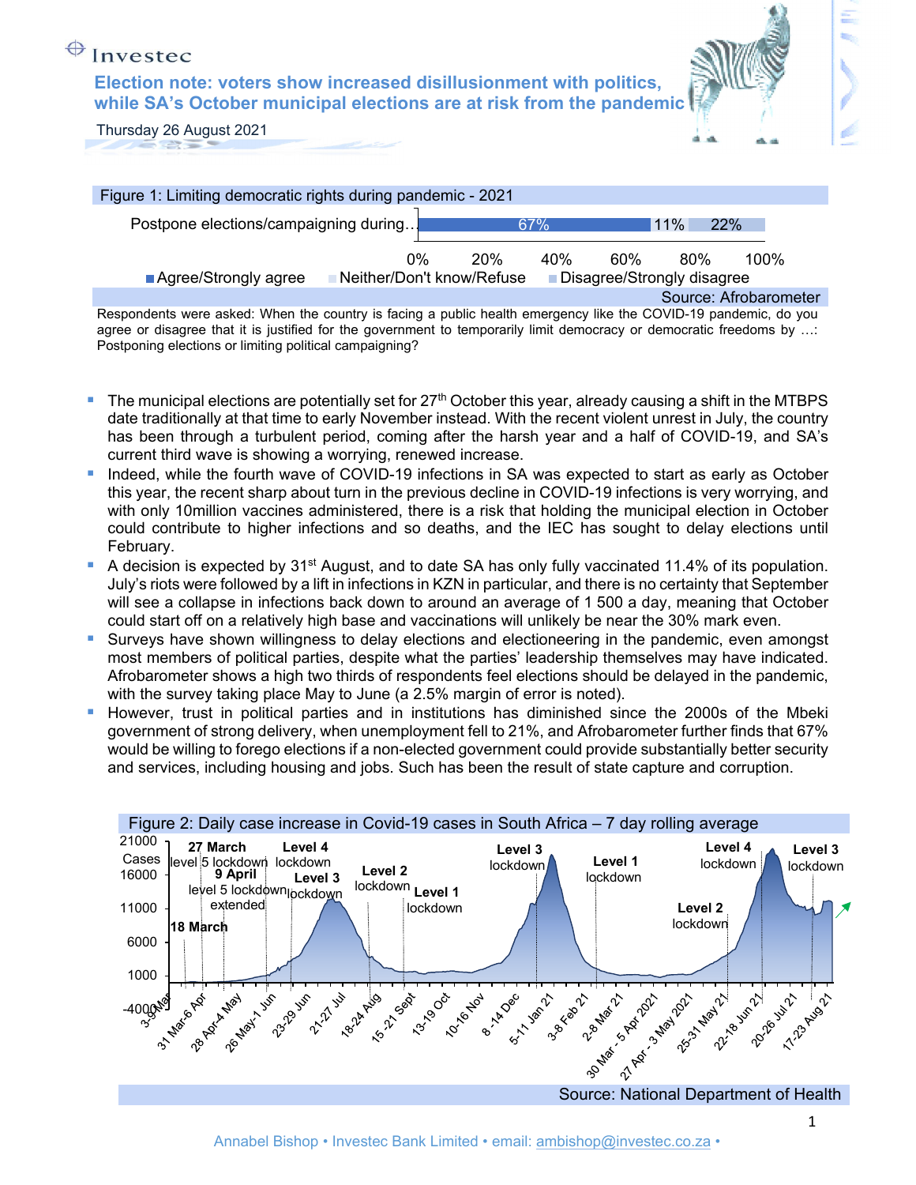Investec

# Election note: voters show increased disillusionment with politics, while SA's October municipal elections are at risk from the pandemic

Thursday 26 August 2021

Figure 1: Limiting democratic rights during pandemic - 2021

| | Agree/Strongly agree | Neither/Don't know/Refuse | Disagree/Strongly disagree |
|---|---|---|---|
| Postpone elections/campaigning during… | 67% | 11% | 22% |

Source: Afrobarometer

Respondents were asked: When the country is facing a public health emergency like the COVID-19 pandemic, do you agree or disagree that it is justified for the government to temporarily limit democracy or democratic freedoms by …: Postponing elections or limiting political campaigning?

- The municipal elections are potentially set for 27th October this year, already causing a shift in the MTBPS date traditionally at that time to early November instead. With the recent violent unrest in July, the country has been through a turbulent period, coming after the harsh year and a half of COVID-19, and SA's current third wave is showing a worrying, renewed increase.
- Indeed, while the fourth wave of COVID-19 infections in SA was expected to start as early as October this year, the recent sharp about turn in the previous decline in COVID-19 infections is very worrying, and with only 10million vaccines administered, there is a risk that holding the municipal election in October could contribute to higher infections and so deaths, and the IEC has sought to delay elections until February.
- A decision is expected by 31st August, and to date SA has only fully vaccinated 11.4% of its population. July's riots were followed by a lift in infections in KZN in particular, and there is no certainty that September will see a collapse in infections back down to around an average of 1 500 a day, meaning that October could start off on a relatively high base and vaccinations will unlikely be near the 30% mark even.
- Surveys have shown willingness to delay elections and electioneering in the pandemic, even amongst most members of political parties, despite what the parties' leadership themselves may have indicated. Afrobarometer shows a high two thirds of respondents feel elections should be delayed in the pandemic, with the survey taking place May to June (a 2.5% margin of error is noted).
- However, trust in political parties and in institutions has diminished since the 2000s of the Mbeki government of strong delivery, when unemployment fell to 21%, and Afrobarometer further finds that 67% would be willing to forego elections if a non-elected government could provide substantially better security and services, including housing and jobs. Such has been the result of state capture and corruption.

Figure 2: Daily case increase in Covid-19 cases in South Africa – 7 day rolling average

Source: National Department of Health

Annabel Bishop • Investec Bank Limited • email: ambishop@investec.co.za •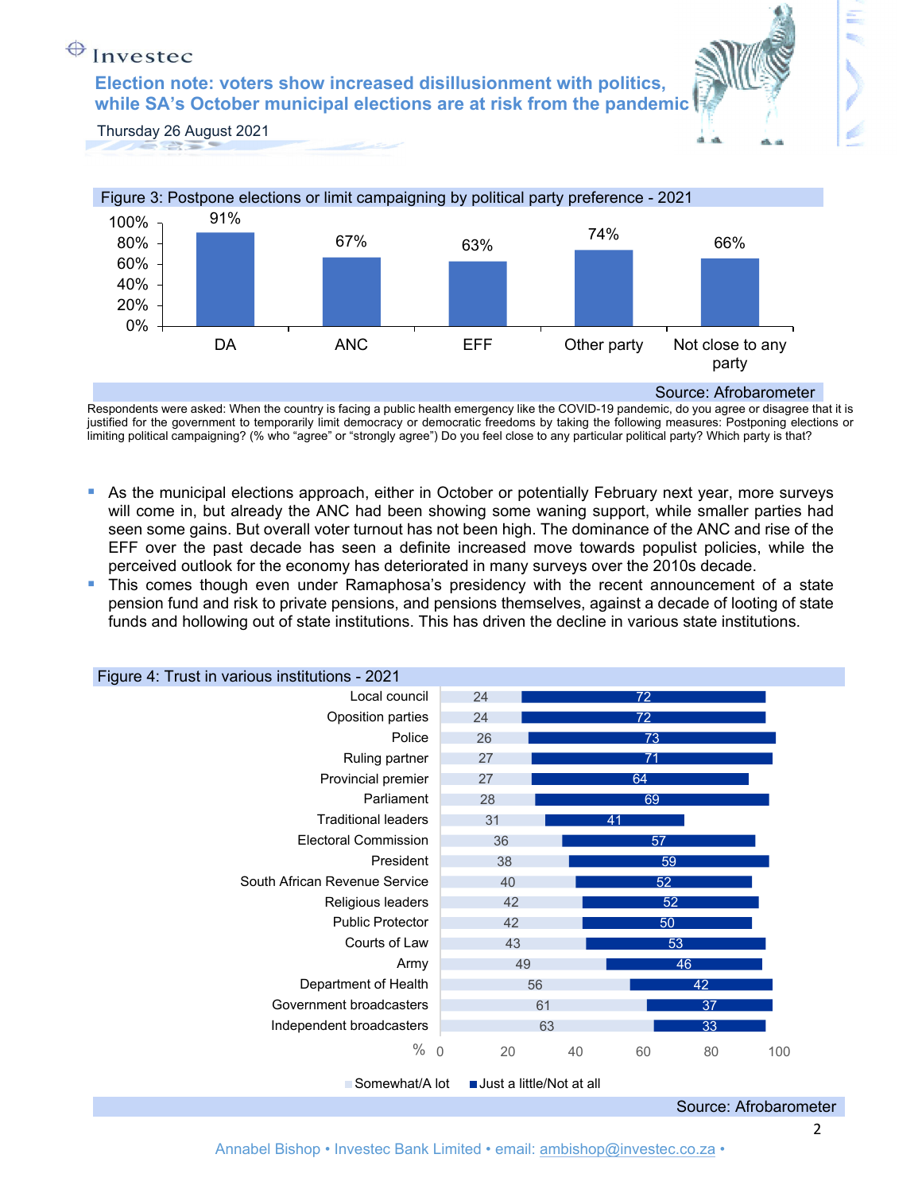# Election note: voters show increased disillusionment with politics, while SA's October municipal elections are at risk from the pandemic

Thursday 26 August 2021

Figure 3: Postpone elections or limit campaigning by political party preference - 2021

| Party | % |
|---|---|
| DA | 91% |
| ANC | 67% |
| EFF | 63% |
| Other party | 74% |
| Not close to any party | 66% |

Source: Afrobarometer

Respondents were asked: When the country is facing a public health emergency like the COVID-19 pandemic, do you agree or disagree that it is justified for the government to temporarily limit democracy or democratic freedoms by taking the following measures: Postponing elections or limiting political campaigning? (% who "agree" or "strongly agree") Do you feel close to any particular political party? Which party is that?

- As the municipal elections approach, either in October or potentially February next year, more surveys will come in, but already the ANC had been showing some waning support, while smaller parties had seen some gains. But overall voter turnout has not been high. The dominance of the ANC and rise of the EFF over the past decade has seen a definite increased move towards populist policies, while the perceived outlook for the economy has deteriorated in many surveys over the 2010s decade.
- This comes though even under Ramaphosa's presidency with the recent announcement of a state pension fund and risk to private pensions, and pensions themselves, against a decade of looting of state funds and hollowing out of state institutions. This has driven the decline in various state institutions.

Figure 4: Trust in various institutions - 2021

| Institution | Somewhat/A lot (%) | Just a little/Not at all (%) |
|---|---|---|
| Local council | 24 | 72 |
| Oposition parties | 24 | 72 |
| Police | 26 | 73 |
| Ruling partner | 27 | 71 |
| Provincial premier | 27 | 64 |
| Parliament | 28 | 69 |
| Traditional leaders | 31 | 41 |
| Electoral Commission | 36 | 57 |
| President | 38 | 59 |
| South African Revenue Service | 40 | 52 |
| Religious leaders | 42 | 52 |
| Public Protector | 42 | 50 |
| Courts of Law | 43 | 53 |
| Army | 49 | 46 |
| Department of Health | 56 | 42 |
| Government broadcasters | 61 | 37 |
| Independent broadcasters | 63 | 33 |

Source: Afrobarometer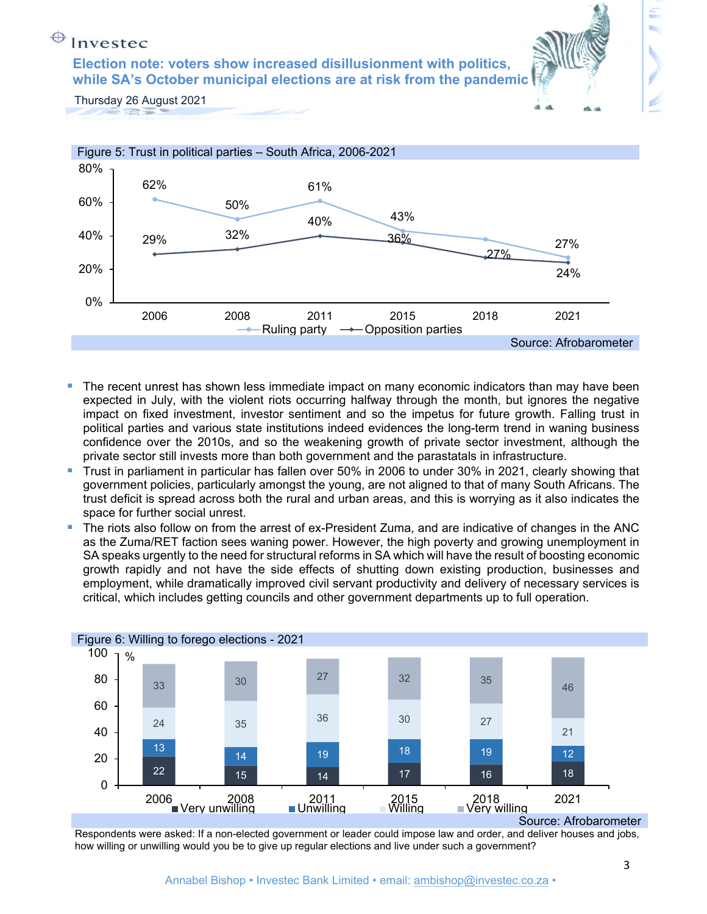Figure 5: Trust in political parties – South Africa, 2006-2021

| Year | Ruling party | Opposition parties |
|---|---|---|
| 2006 | 62% | 29% |
| 2008 | 50% | 32% |
| 2011 | 61% | 40% |
| 2015 | 43% | 36% |
| 2018 | | 27% |
| 2021 | 27% | 24% |

Source: Afrobarometer

- The recent unrest has shown less immediate impact on many economic indicators than may have been expected in July, with the violent riots occurring halfway through the month, but ignores the negative impact on fixed investment, investor sentiment and so the impetus for future growth. Falling trust in political parties and various state institutions indeed evidences the long-term trend in waning business confidence over the 2010s, and so the weakening growth of private sector investment, although the private sector still invests more than both government and the parastatals in infrastructure.
- Trust in parliament in particular has fallen over 50% in 2006 to under 30% in 2021, clearly showing that government policies, particularly amongst the young, are not aligned to that of many South Africans. The trust deficit is spread across both the rural and urban areas, and this is worrying as it also indicates the space for further social unrest.
- The riots also follow on from the arrest of ex-President Zuma, and are indicative of changes in the ANC as the Zuma/RET faction sees waning power. However, the high poverty and growing unemployment in SA speaks urgently to the need for structural reforms in SA which will have the result of boosting economic growth rapidly and not have the side effects of shutting down existing production, businesses and employment, while dramatically improved civil servant productivity and delivery of necessary services is critical, which includes getting councils and other government departments up to full operation.

Figure 6: Willing to forego elections - 2021

| % | 2006 | 2008 | 2011 | 2015 | 2018 | 2021 |
|---|---|---|---|---|---|---|
| Very unwilling | 22 | 15 | 14 | 17 | 16 | 18 |
| Unwilling | 13 | 14 | 19 | 18 | 19 | 12 |
| Willing | 24 | 35 | 36 | 30 | 27 | 21 |
| Very willing | 33 | 30 | 27 | 32 | 35 | 46 |

Source: Afrobarometer

Respondents were asked: If a non-elected government or leader could impose law and order, and deliver houses and jobs, how willing or unwilling would you be to give up regular elections and live under such a government?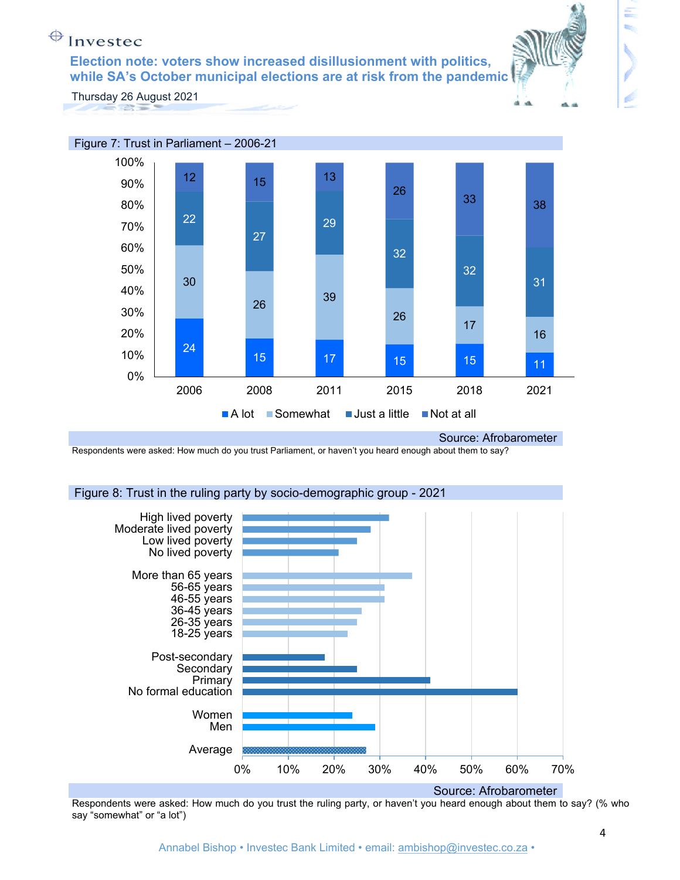Figure 7: Trust in Parliament – 2006-21

| | 2006 | 2008 | 2011 | 2015 | 2018 | 2021 |
|---|---|---|---|---|---|---|
| A lot | 24 | 15 | 17 | 15 | 15 | 11 |
| Somewhat | 30 | 26 | 39 | 26 | 17 | 16 |
| Just a little | 22 | 27 | 29 | 32 | 32 | 31 |
| Not at all | 12 | 15 | 13 | 26 | 33 | 38 |

Source: Afrobarometer

Respondents were asked: How much do you trust Parliament, or haven't you heard enough about them to say?

Figure 8: Trust in the ruling party by socio-demographic group - 2021

| Group | % |
|---|---|
| High lived poverty | 32 |
| Moderate lived poverty | 28 |
| Low lived poverty | 25 |
| No lived poverty | 21 |
| More than 65 years | 37 |
| 56-55 years | 31 |
| 46-55 years | 31 |
| 36-45 years | 26 |
| 26-35 years | 25 |
| 18-25 years | 23 |
| Post-secondary | 18 |
| Secondary | 25 |
| Primary | 41 |
| No formal education | 60 |
| Women | 24 |
| Men | 29 |
| Average | 27 |

Source: Afrobarometer

Respondents were asked: How much do you trust the ruling party, or haven't you heard enough about them to say? (% who say "somewhat" or "a lot")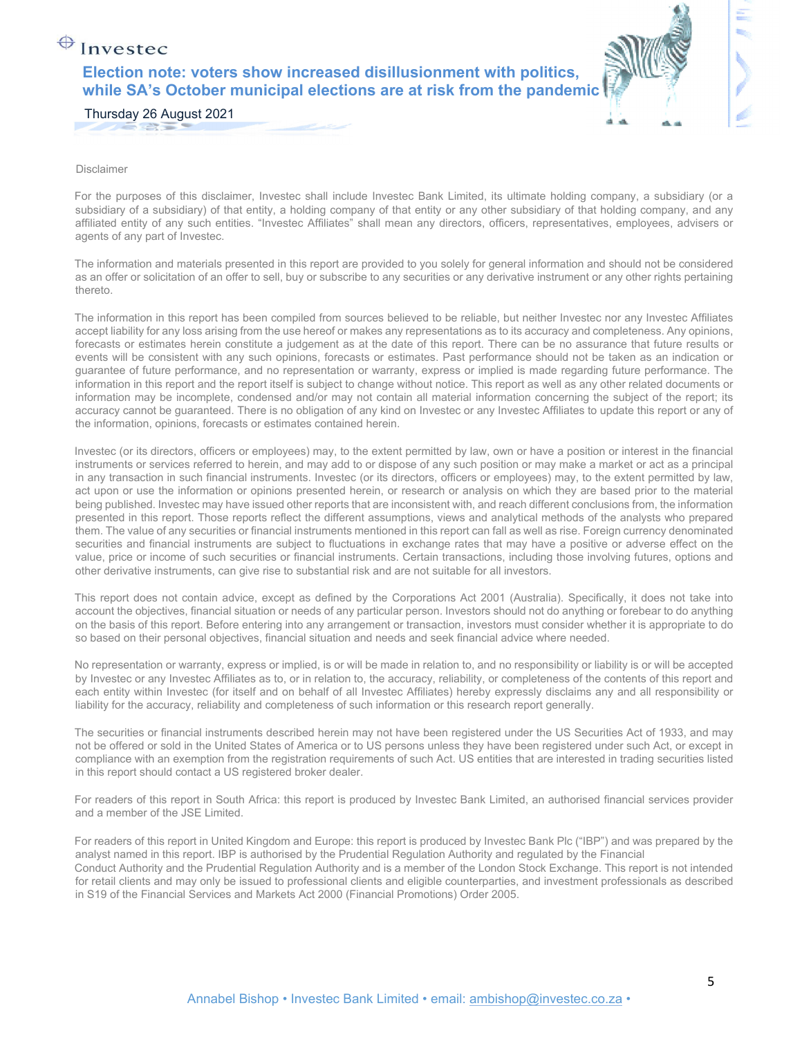Disclaimer

For the purposes of this disclaimer, Investec shall include Investec Bank Limited, its ultimate holding company, a subsidiary (or a subsidiary of a subsidiary) of that entity, a holding company of that entity or any other subsidiary of that holding company, and any affiliated entity of any such entities. "Investec Affiliates" shall mean any directors, officers, representatives, employees, advisers or agents of any part of Investec.

The information and materials presented in this report are provided to you solely for general information and should not be considered as an offer or solicitation of an offer to sell, buy or subscribe to any securities or any derivative instrument or any other rights pertaining thereto.

The information in this report has been compiled from sources believed to be reliable, but neither Investec nor any Investec Affiliates accept liability for any loss arising from the use hereof or makes any representations as to its accuracy and completeness. Any opinions, forecasts or estimates herein constitute a judgement as at the date of this report. There can be no assurance that future results or events will be consistent with any such opinions, forecasts or estimates. Past performance should not be taken as an indication or guarantee of future performance, and no representation or warranty, express or implied is made regarding future performance. The information in this report and the report itself is subject to change without notice. This report as well as any other related documents or information may be incomplete, condensed and/or may not contain all material information concerning the subject of the report; its accuracy cannot be guaranteed. There is no obligation of any kind on Investec or any Investec Affiliates to update this report or any of the information, opinions, forecasts or estimates contained herein.

Investec (or its directors, officers or employees) may, to the extent permitted by law, own or have a position or interest in the financial instruments or services referred to herein, and may add to or dispose of any such position or may make a market or act as a principal in any transaction in such financial instruments. Investec (or its directors, officers or employees) may, to the extent permitted by law, act upon or use the information or opinions presented herein, or research or analysis on which they are based prior to the material being published. Investec may have issued other reports that are inconsistent with, and reach different conclusions from, the information presented in this report. Those reports reflect the different assumptions, views and analytical methods of the analysts who prepared them. The value of any securities or financial instruments mentioned in this report can fall as well as rise. Foreign currency denominated securities and financial instruments are subject to fluctuations in exchange rates that may have a positive or adverse effect on the value, price or income of such securities or financial instruments. Certain transactions, including those involving futures, options and other derivative instruments, can give rise to substantial risk and are not suitable for all investors.

This report does not contain advice, except as defined by the Corporations Act 2001 (Australia). Specifically, it does not take into account the objectives, financial situation or needs of any particular person. Investors should not do anything or forebear to do anything on the basis of this report. Before entering into any arrangement or transaction, investors must consider whether it is appropriate to do so based on their personal objectives, financial situation and needs and seek financial advice where needed.

No representation or warranty, express or implied, is or will be made in relation to, and no responsibility or liability is or will be accepted by Investec or any Investec Affiliates as to, or in relation to, the accuracy, reliability, or completeness of the contents of this report and each entity within Investec (for itself and on behalf of all Investec Affiliates) hereby expressly disclaims any and all responsibility or liability for the accuracy, reliability and completeness of such information or this research report generally.

The securities or financial instruments described herein may not have been registered under the US Securities Act of 1933, and may not be offered or sold in the United States of America or to US persons unless they have been registered under such Act, or except in compliance with an exemption from the registration requirements of such Act. US entities that are interested in trading securities listed in this report should contact a US registered broker dealer.

For readers of this report in South Africa: this report is produced by Investec Bank Limited, an authorised financial services provider and a member of the JSE Limited.

For readers of this report in United Kingdom and Europe: this report is produced by Investec Bank Plc ("IBP") and was prepared by the analyst named in this report. IBP is authorised by the Prudential Regulation Authority and regulated by the Financial Conduct Authority and the Prudential Regulation Authority and is a member of the London Stock Exchange. This report is not intended for retail clients and may only be issued to professional clients and eligible counterparties, and investment professionals as described in S19 of the Financial Services and Markets Act 2000 (Financial Promotions) Order 2005.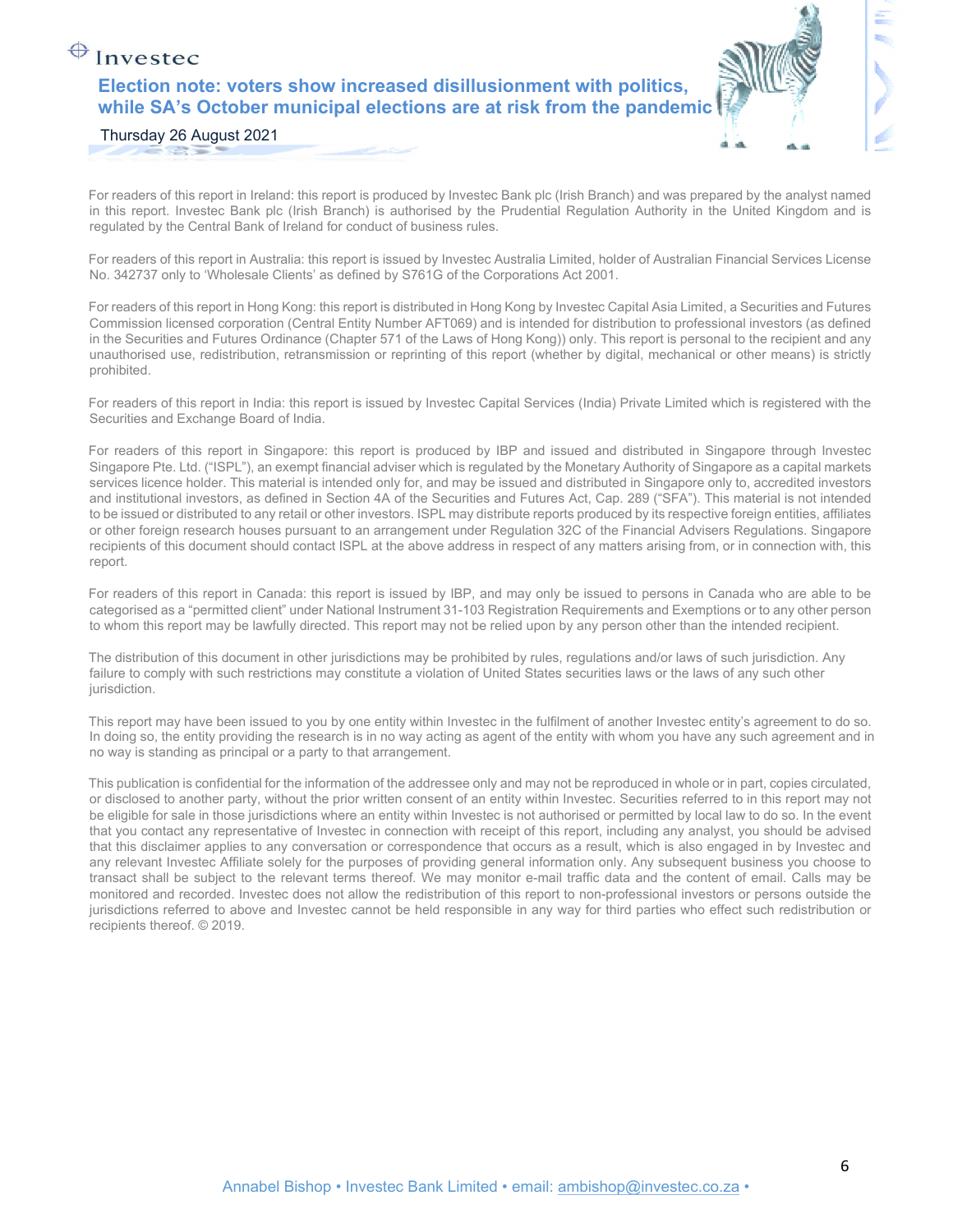For readers of this report in Ireland: this report is produced by Investec Bank plc (Irish Branch) and was prepared by the analyst named in this report. Investec Bank plc (Irish Branch) is authorised by the Prudential Regulation Authority in the United Kingdom and is regulated by the Central Bank of Ireland for conduct of business rules.

For readers of this report in Australia: this report is issued by Investec Australia Limited, holder of Australian Financial Services License No. 342737 only to 'Wholesale Clients' as defined by S761G of the Corporations Act 2001.

For readers of this report in Hong Kong: this report is distributed in Hong Kong by Investec Capital Asia Limited, a Securities and Futures Commission licensed corporation (Central Entity Number AFT069) and is intended for distribution to professional investors (as defined in the Securities and Futures Ordinance (Chapter 571 of the Laws of Hong Kong)) only. This report is personal to the recipient and any unauthorised use, redistribution, retransmission or reprinting of this report (whether by digital, mechanical or other means) is strictly prohibited.

For readers of this report in India: this report is issued by Investec Capital Services (India) Private Limited which is registered with the Securities and Exchange Board of India.

For readers of this report in Singapore: this report is produced by IBP and issued and distributed in Singapore through Investec Singapore Pte. Ltd. ("ISPL"), an exempt financial adviser which is regulated by the Monetary Authority of Singapore as a capital markets services licence holder. This material is intended only for, and may be issued and distributed in Singapore only to, accredited investors and institutional investors, as defined in Section 4A of the Securities and Futures Act, Cap. 289 ("SFA"). This material is not intended to be issued or distributed to any retail or other investors. ISPL may distribute reports produced by its respective foreign entities, affiliates or other foreign research houses pursuant to an arrangement under Regulation 32C of the Financial Advisers Regulations. Singapore recipients of this document should contact ISPL at the above address in respect of any matters arising from, or in connection with, this report.

For readers of this report in Canada: this report is issued by IBP, and may only be issued to persons in Canada who are able to be categorised as a "permitted client" under National Instrument 31-103 Registration Requirements and Exemptions or to any other person to whom this report may be lawfully directed. This report may not be relied upon by any person other than the intended recipient.

The distribution of this document in other jurisdictions may be prohibited by rules, regulations and/or laws of such jurisdiction. Any failure to comply with such restrictions may constitute a violation of United States securities laws or the laws of any such other jurisdiction.

This report may have been issued to you by one entity within Investec in the fulfilment of another Investec entity's agreement to do so. In doing so, the entity providing the research is in no way acting as agent of the entity with whom you have any such agreement and in no way is standing as principal or a party to that arrangement.

This publication is confidential for the information of the addressee only and may not be reproduced in whole or in part, copies circulated, or disclosed to another party, without the prior written consent of an entity within Investec. Securities referred to in this report may not be eligible for sale in those jurisdictions where an entity within Investec is not authorised or permitted by local law to do so. In the event that you contact any representative of Investec in connection with receipt of this report, including any analyst, you should be advised that this disclaimer applies to any conversation or correspondence that occurs as a result, which is also engaged in by Investec and any relevant Investec Affiliate solely for the purposes of providing general information only. Any subsequent business you choose to transact shall be subject to the relevant terms thereof. We may monitor e-mail traffic data and the content of email. Calls may be monitored and recorded. Investec does not allow the redistribution of this report to non-professional investors or persons outside the jurisdictions referred to above and Investec cannot be held responsible in any way for third parties who effect such redistribution or recipients thereof. © 2019.